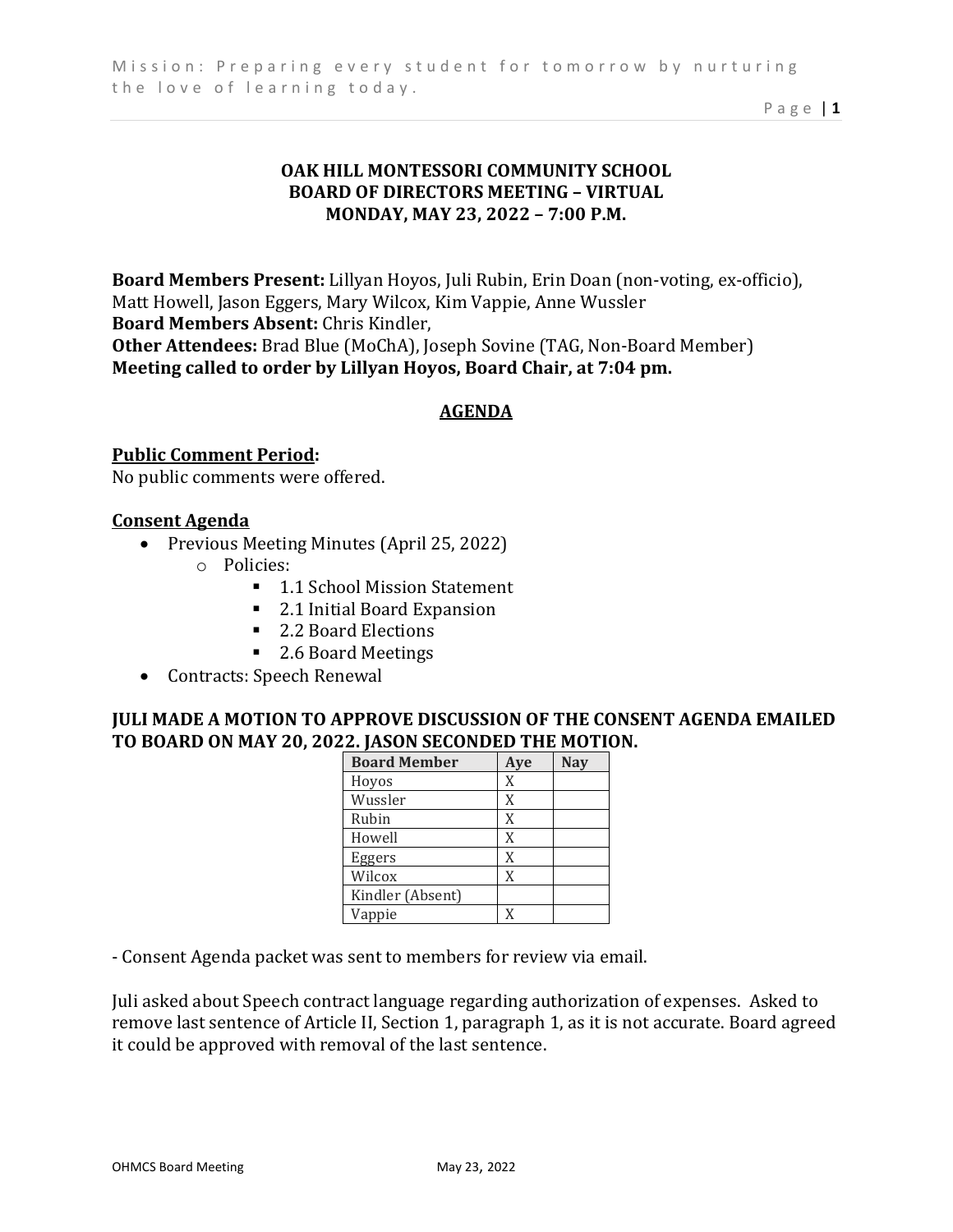# OAK HILL MONTESSORI COMMUNITY SCHOOL
# BOARD OF DIRECTORS MEETING – VIRTUAL
# MONDAY, MAY 23, 2022 – 7:00 P.M.

**Board Members Present:** Lillyan Hoyos, Juli Rubin, Erin Doan (non-voting, ex-officio), Matt Howell, Jason Eggers, Mary Wilcox, Kim Vappie, Anne Wussler
**Board Members Absent:** Chris Kindler,
**Other Attendees:** Brad Blue (MoChA), Joseph Sovine (TAG, Non-Board Member)
**Meeting called to order by Lillyan Hoyos, Board Chair, at 7:04 pm.**

## AGENDA

### Public Comment Period:

No public comments were offered.

### Consent Agenda

- Previous Meeting Minutes (April 25, 2022)
  - Policies:
    - 1.1 School Mission Statement
    - 2.1 Initial Board Expansion
    - 2.2 Board Elections
    - 2.6 Board Meetings
- Contracts: Speech Renewal

**JULI MADE A MOTION TO APPROVE DISCUSSION OF THE CONSENT AGENDA EMAILED TO BOARD ON MAY 20, 2022. JASON SECONDED THE MOTION.**

| Board Member | Aye | Nay |
|---|---|---|
| Hoyos | X | |
| Wussler | X | |
| Rubin | X | |
| Howell | X | |
| Eggers | X | |
| Wilcox | X | |
| Kindler (Absent) | | |
| Vappie | X | |

- Consent Agenda packet was sent to members for review via email.

Juli asked about Speech contract language regarding authorization of expenses. Asked to remove last sentence of Article II, Section 1, paragraph 1, as it is not accurate. Board agreed it could be approved with removal of the last sentence.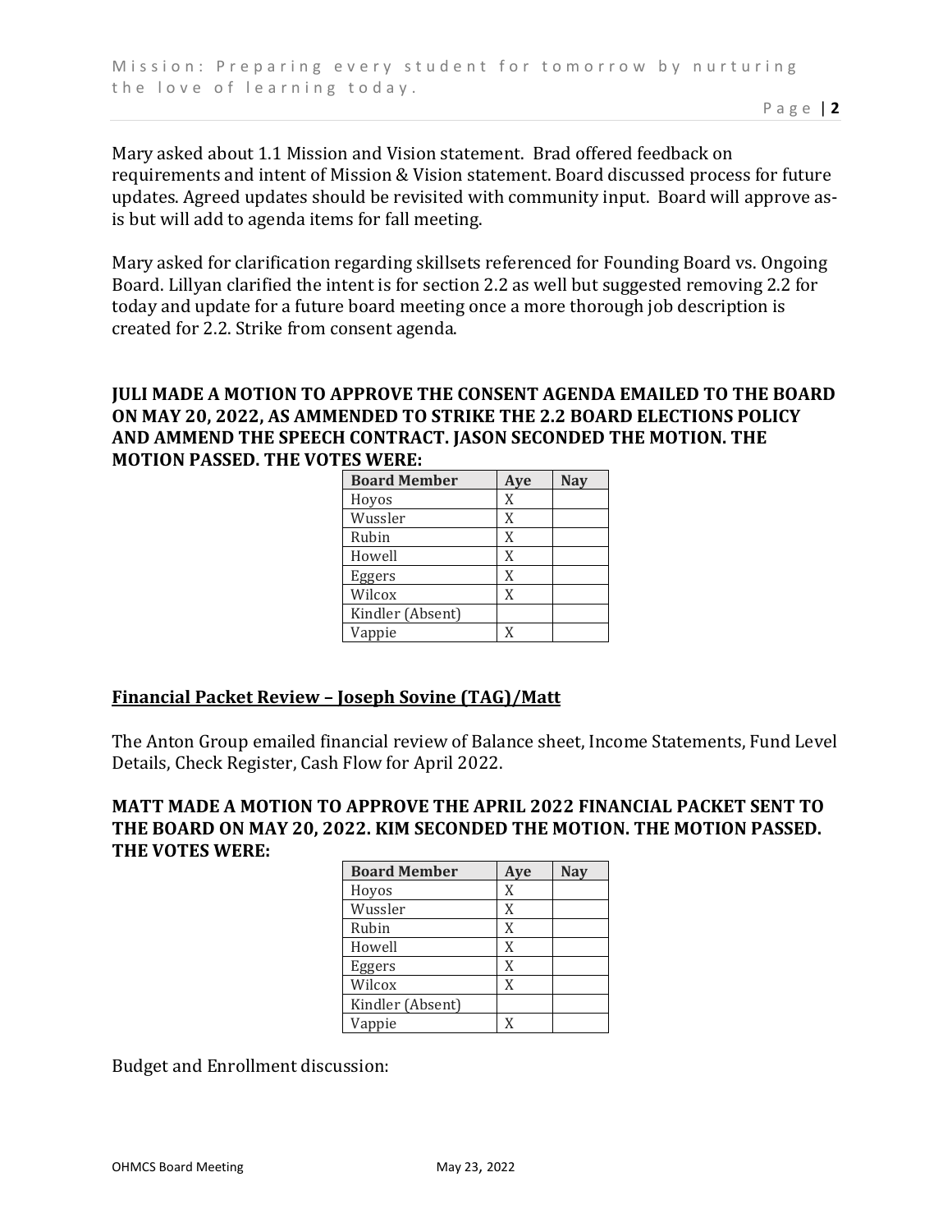Mary asked about 1.1 Mission and Vision statement. Brad offered feedback on requirements and intent of Mission & Vision statement. Board discussed process for future updates. Agreed updates should be revisited with community input. Board will approve as-is but will add to agenda items for fall meeting.

Mary asked for clarification regarding skillsets referenced for Founding Board vs. Ongoing Board. Lillyan clarified the intent is for section 2.2 as well but suggested removing 2.2 for today and update for a future board meeting once a more thorough job description is created for 2.2. Strike from consent agenda.

**JULI MADE A MOTION TO APPROVE THE CONSENT AGENDA EMAILED TO THE BOARD ON MAY 20, 2022, AS AMMENDED TO STRIKE THE 2.2 BOARD ELECTIONS POLICY AND AMMEND THE SPEECH CONTRACT. JASON SECONDED THE MOTION. THE MOTION PASSED. THE VOTES WERE:**

| Board Member | Aye | Nay |
|---|---|---|
| Hoyos | X | |
| Wussler | X | |
| Rubin | X | |
| Howell | X | |
| Eggers | X | |
| Wilcox | X | |
| Kindler (Absent) | | |
| Vappie | X | |

## Financial Packet Review – Joseph Sovine (TAG)/Matt

The Anton Group emailed financial review of Balance sheet, Income Statements, Fund Level Details, Check Register, Cash Flow for April 2022.

**MATT MADE A MOTION TO APPROVE THE APRIL 2022 FINANCIAL PACKET SENT TO THE BOARD ON MAY 20, 2022. KIM SECONDED THE MOTION. THE MOTION PASSED. THE VOTES WERE:**

| Board Member | Aye | Nay |
|---|---|---|
| Hoyos | X | |
| Wussler | X | |
| Rubin | X | |
| Howell | X | |
| Eggers | X | |
| Wilcox | X | |
| Kindler (Absent) | | |
| Vappie | X | |

Budget and Enrollment discussion: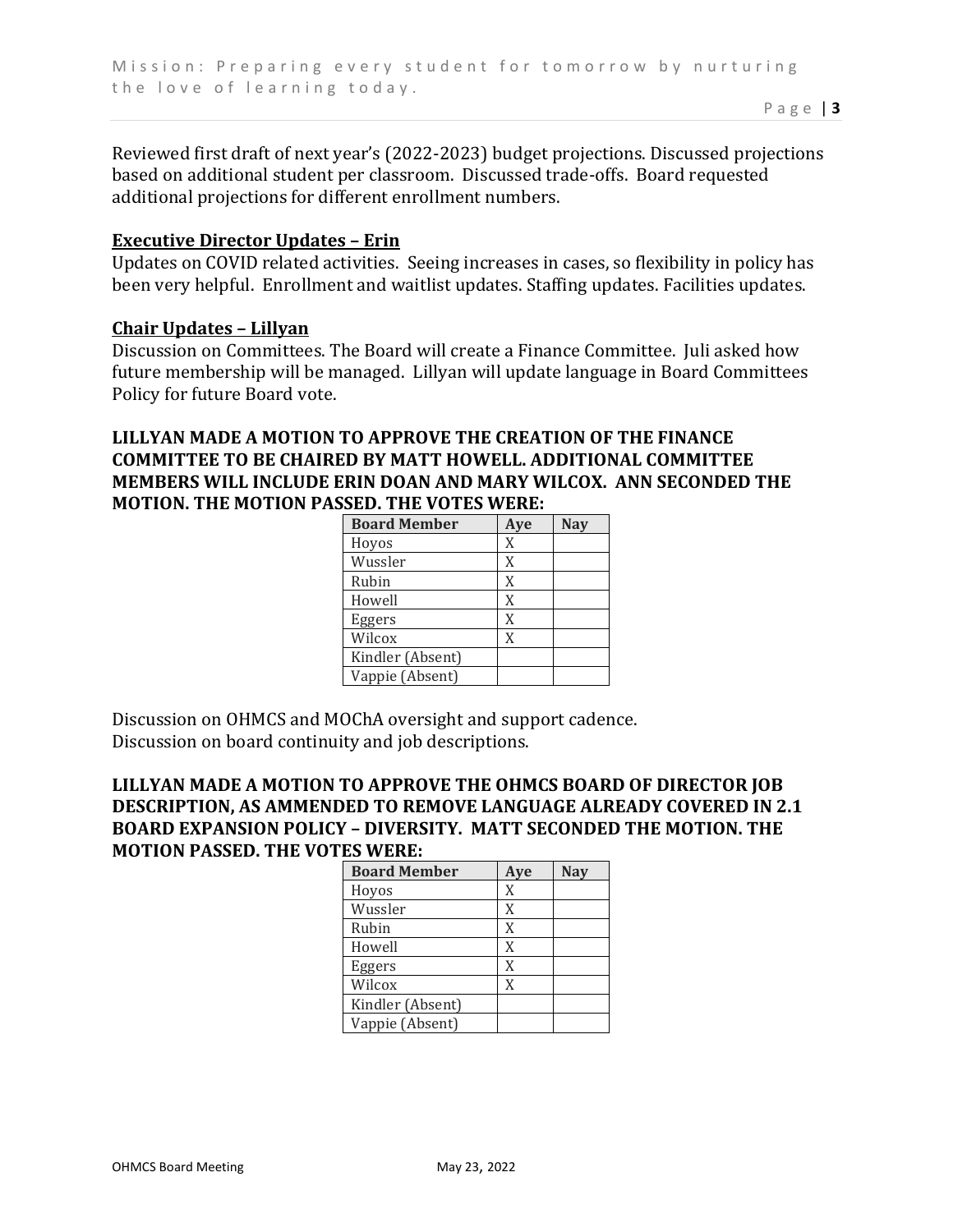Reviewed first draft of next year's (2022-2023) budget projections. Discussed projections based on additional student per classroom. Discussed trade-offs. Board requested additional projections for different enrollment numbers.

**Executive Director Updates – Erin**

Updates on COVID related activities. Seeing increases in cases, so flexibility in policy has been very helpful. Enrollment and waitlist updates. Staffing updates. Facilities updates.

**Chair Updates – Lillyan**

Discussion on Committees. The Board will create a Finance Committee. Juli asked how future membership will be managed. Lillyan will update language in Board Committees Policy for future Board vote.

**LILLYAN MADE A MOTION TO APPROVE THE CREATION OF THE FINANCE COMMITTEE TO BE CHAIRED BY MATT HOWELL. ADDITIONAL COMMITTEE MEMBERS WILL INCLUDE ERIN DOAN AND MARY WILCOX. ANN SECONDED THE MOTION. THE MOTION PASSED. THE VOTES WERE:**

| Board Member | Aye | Nay |
|---|---|---|
| Hoyos | X | |
| Wussler | X | |
| Rubin | X | |
| Howell | X | |
| Eggers | X | |
| Wilcox | X | |
| Kindler (Absent) | | |
| Vappie (Absent) | | |

Discussion on OHMCS and MOChA oversight and support cadence.
Discussion on board continuity and job descriptions.

**LILLYAN MADE A MOTION TO APPROVE THE OHMCS BOARD OF DIRECTOR JOB DESCRIPTION, AS AMMENDED TO REMOVE LANGUAGE ALREADY COVERED IN 2.1 BOARD EXPANSION POLICY – DIVERSITY. MATT SECONDED THE MOTION. THE MOTION PASSED. THE VOTES WERE:**

| Board Member | Aye | Nay |
|---|---|---|
| Hoyos | X | |
| Wussler | X | |
| Rubin | X | |
| Howell | X | |
| Eggers | X | |
| Wilcox | X | |
| Kindler (Absent) | | |
| Vappie (Absent) | | |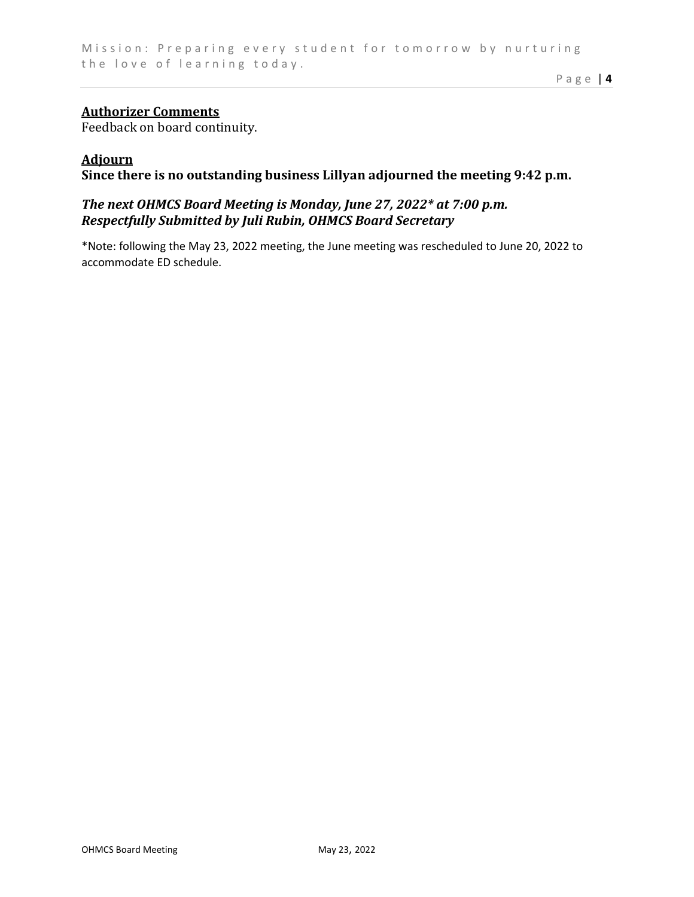## Authorizer Comments

Feedback on board continuity.

## Adjourn

**Since there is no outstanding business Lillyan adjourned the meeting 9:42 p.m.**

***The next OHMCS Board Meeting is Monday, June 27, 2022* at 7:00 p.m.***
***Respectfully Submitted by Juli Rubin, OHMCS Board Secretary***

*Note: following the May 23, 2022 meeting, the June meeting was rescheduled to June 20, 2022 to accommodate ED schedule.